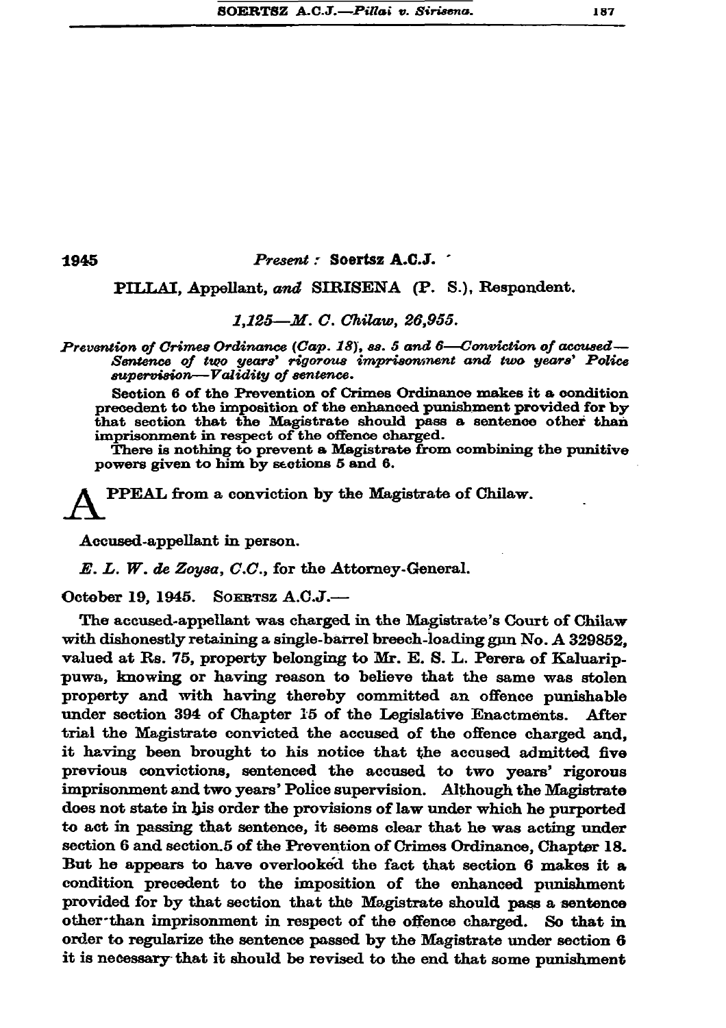**1945** *Present :* **Soertsz A.C.J.**

PILLAI, Appellant, *and* SIRISENA (P. S.), Respondent.

*1,125—M. C. Chilaw, 26,955.*

*Prevention of Crimes Ordinance (Cap. 18), ss. 5 and 6—Conviction of accused—Sentence of two years' rigorous imprisonment and two years' Police supervision—Validity of sentence.*

Section 6 of the Prevention of Crimes Ordinance makes it a condition precedent to the imposition of the enhanced punishment provided for by that section that the Magistrate should pass a sentence other than imprisonment in respect of the offence charged.

There is nothing to prevent a Magistrate from combining the punitive powers given to him by sections 5 and 6.

APPEAL from a conviction by the Magistrate of Chilaw.

Accused-appellant in person.

*E. L. W. de Zoysa, C.C.*, for the Attorney-General.

October 19, 1945. SOERTSZ A.C.J.—

The accused-appellant was charged in the Magistrate's Court of Chilaw with dishonestly retaining a single-barrel breech-loading gun No. A 329852, valued at Rs. 75, property belonging to Mr. E. S. L. Perera of Kaluarippuwa, knowing or having reason to believe that the same was stolen property and with having thereby committed an offence punishable under section 394 of Chapter 15 of the Legislative Enactments. After trial the Magistrate convicted the accused of the offence charged and, it having been brought to his notice that the accused admitted five previous convictions, sentenced the accused to two years' rigorous imprisonment and two years' Police supervision. Although the Magistrate does not state in his order the provisions of law under which he purported to act in passing that sentence, it seems clear that he was acting under section 6 and section 5 of the Prevention of Crimes Ordinance, Chapter 18. But he appears to have overlooked the fact that section 6 makes it a condition precedent to the imposition of the enhanced punishment provided for by that section that the Magistrate should pass a sentence other than imprisonment in respect of the offence charged. So that in order to regularize the sentence passed by the Magistrate under section 6 it is necessary that it should be revised to the end that some punishment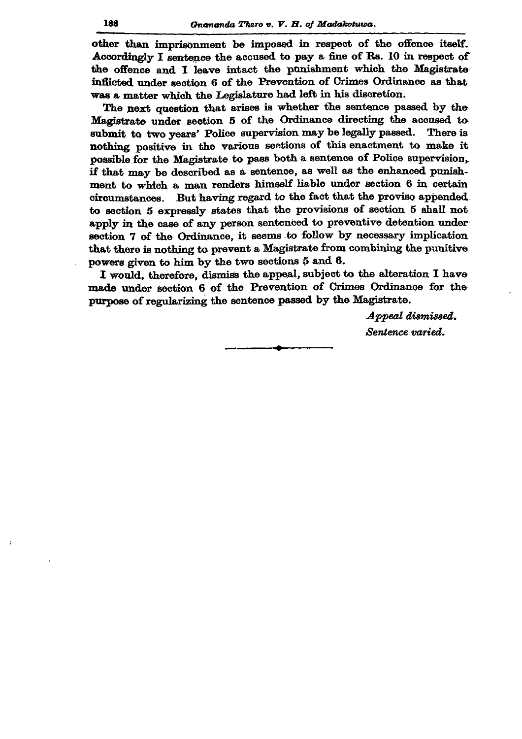other than imprisonment be imposed in respect of the offence itself. Accordingly I sentence the accused to pay a fine of Rs. 10 in respect of the offence and I leave intact the punishment which the Magistrate inflicted under section 6 of the Prevention of Crimes Ordinance as that was a matter which the Legislature had left in his discretion.

The next question that arises is whether the sentence passed by the Magistrate under section 5 of the Ordinance directing the accused to submit to two years' Police supervision may be legally passed. There is nothing positive in the various sections of this enactment to make it possible for the Magistrate to pass both a sentence of Police supervision, if that may be described as a sentence, as well as the enhanced punishment to which a man renders himself liable under section 6 in certain circumstances. But having regard to the fact that the proviso appended to section 5 expressly states that the provisions of section 5 shall not apply in the case of any person sentenced to preventive detention under section 7 of the Ordinance, it seems to follow by necessary implication that there is nothing to prevent a Magistrate from combining the punitive powers given to him by the two sections 5 and 6.

I would, therefore, dismiss the appeal, subject to the alteration I have made under section 6 of the Prevention of Crimes Ordinance for the purpose of regularizing the sentence passed by the Magistrate.

*Appeal dismissed.*

*Sentence varied.*